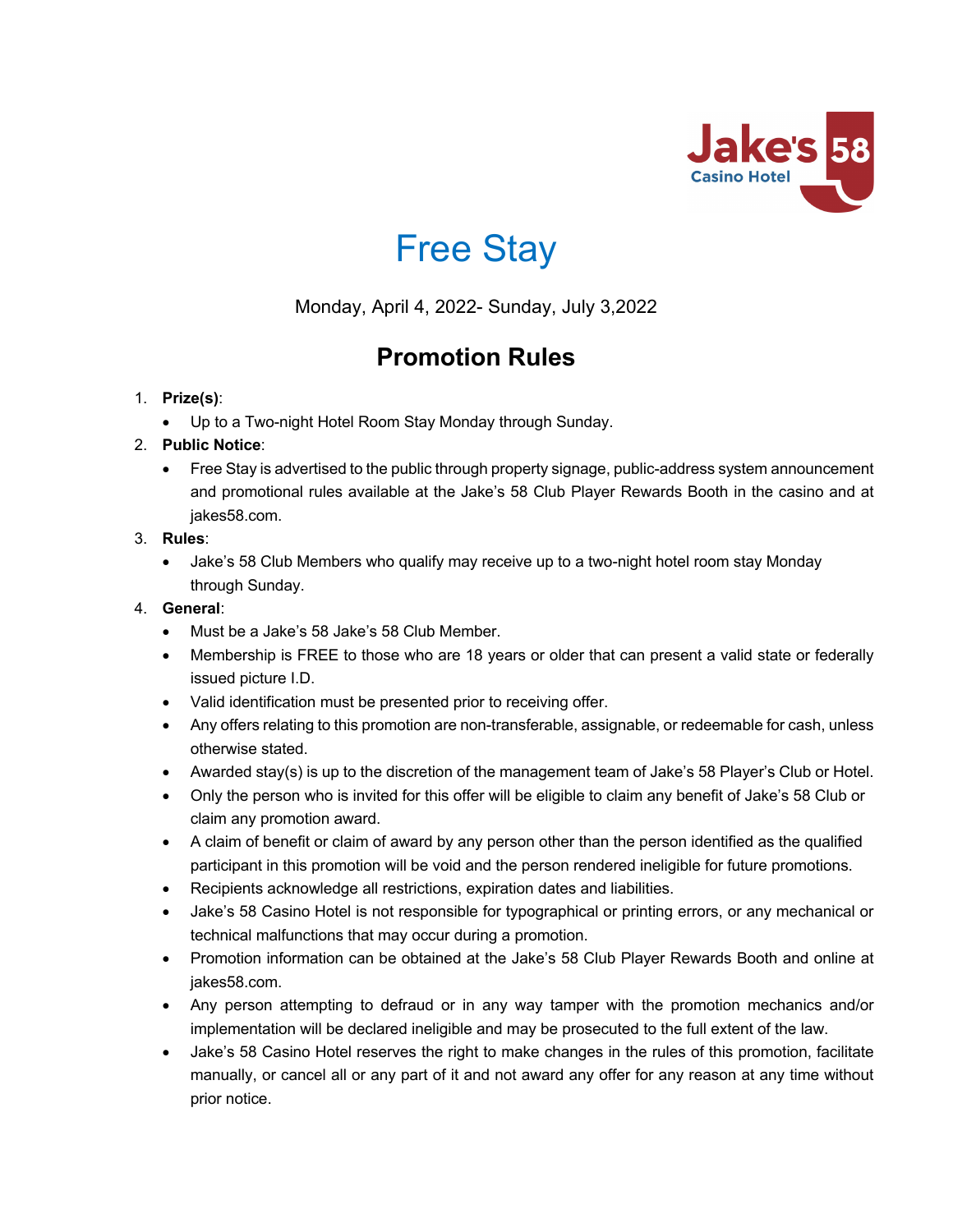# Free Stay

Monday, April 4, 2022- Sunday, July 3,2022

## Promotion Rules

1. **Prize(s)**:
   - Up to a Two-night Hotel Room Stay Monday through Sunday.
2. **Public Notice**:
   - Free Stay is advertised to the public through property signage, public-address system announcement and promotional rules available at the Jake's 58 Club Player Rewards Booth in the casino and at jakes58.com.
3. **Rules**:
   - Jake's 58 Club Members who qualify may receive up to a two-night hotel room stay Monday through Sunday.
4. **General**:
   - Must be a Jake's 58 Jake's 58 Club Member.
   - Membership is FREE to those who are 18 years or older that can present a valid state or federally issued picture I.D.
   - Valid identification must be presented prior to receiving offer.
   - Any offers relating to this promotion are non-transferable, assignable, or redeemable for cash, unless otherwise stated.
   - Awarded stay(s) is up to the discretion of the management team of Jake's 58 Player's Club or Hotel.
   - Only the person who is invited for this offer will be eligible to claim any benefit of Jake's 58 Club or claim any promotion award.
   - A claim of benefit or claim of award by any person other than the person identified as the qualified participant in this promotion will be void and the person rendered ineligible for future promotions.
   - Recipients acknowledge all restrictions, expiration dates and liabilities.
   - Jake's 58 Casino Hotel is not responsible for typographical or printing errors, or any mechanical or technical malfunctions that may occur during a promotion.
   - Promotion information can be obtained at the Jake's 58 Club Player Rewards Booth and online at jakes58.com.
   - Any person attempting to defraud or in any way tamper with the promotion mechanics and/or implementation will be declared ineligible and may be prosecuted to the full extent of the law.
   - Jake's 58 Casino Hotel reserves the right to make changes in the rules of this promotion, facilitate manually, or cancel all or any part of it and not award any offer for any reason at any time without prior notice.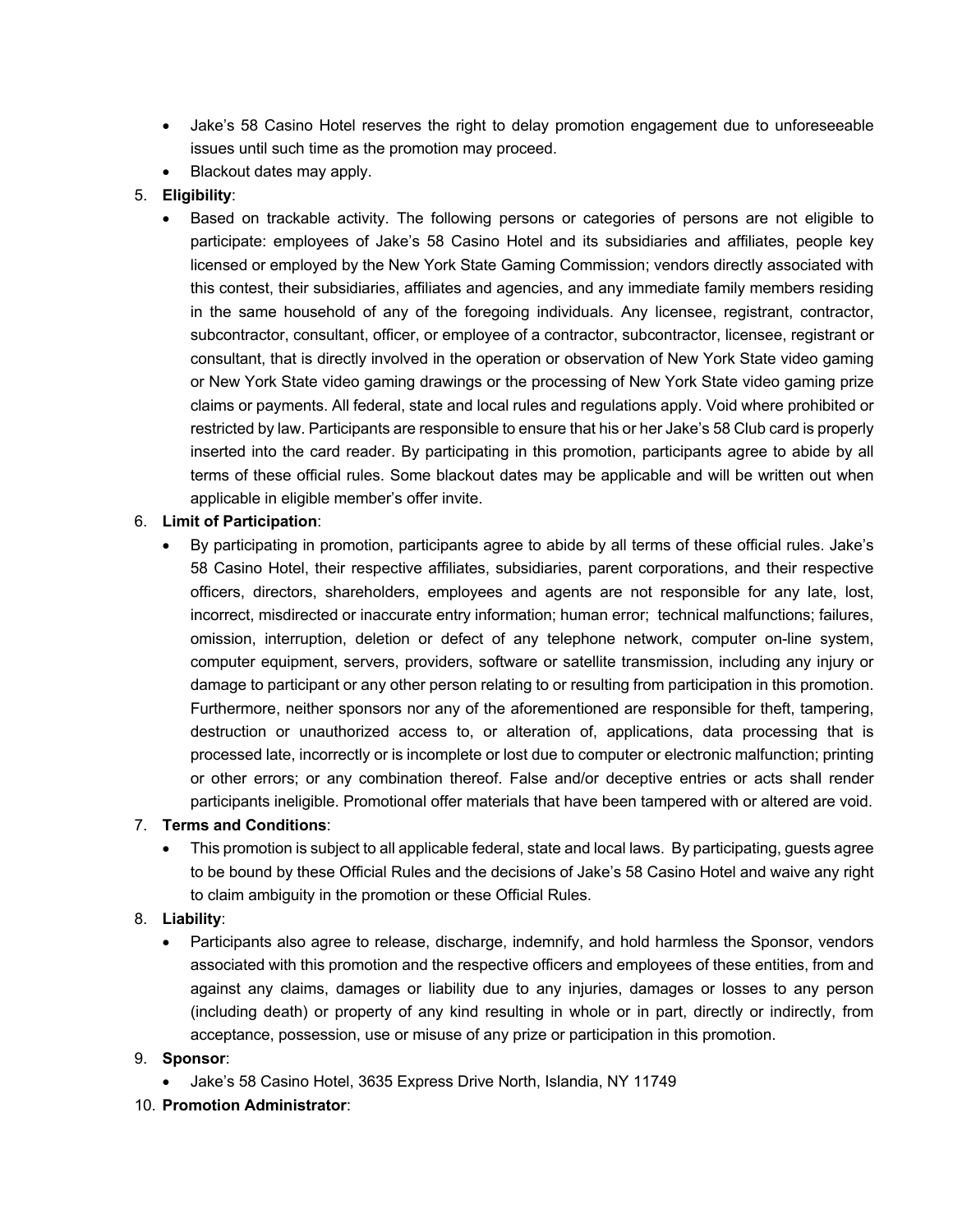- Jake's 58 Casino Hotel reserves the right to delay promotion engagement due to unforeseeable issues until such time as the promotion may proceed.
- Blackout dates may apply.

5. **Eligibility**:
   - Based on trackable activity. The following persons or categories of persons are not eligible to participate: employees of Jake's 58 Casino Hotel and its subsidiaries and affiliates, people key licensed or employed by the New York State Gaming Commission; vendors directly associated with this contest, their subsidiaries, affiliates and agencies, and any immediate family members residing in the same household of any of the foregoing individuals. Any licensee, registrant, contractor, subcontractor, consultant, officer, or employee of a contractor, subcontractor, licensee, registrant or consultant, that is directly involved in the operation or observation of New York State video gaming or New York State video gaming drawings or the processing of New York State video gaming prize claims or payments. All federal, state and local rules and regulations apply. Void where prohibited or restricted by law. Participants are responsible to ensure that his or her Jake's 58 Club card is properly inserted into the card reader. By participating in this promotion, participants agree to abide by all terms of these official rules. Some blackout dates may be applicable and will be written out when applicable in eligible member's offer invite.

6. **Limit of Participation**:
   - By participating in promotion, participants agree to abide by all terms of these official rules. Jake's 58 Casino Hotel, their respective affiliates, subsidiaries, parent corporations, and their respective officers, directors, shareholders, employees and agents are not responsible for any late, lost, incorrect, misdirected or inaccurate entry information; human error; technical malfunctions; failures, omission, interruption, deletion or defect of any telephone network, computer on-line system, computer equipment, servers, providers, software or satellite transmission, including any injury or damage to participant or any other person relating to or resulting from participation in this promotion. Furthermore, neither sponsors nor any of the aforementioned are responsible for theft, tampering, destruction or unauthorized access to, or alteration of, applications, data processing that is processed late, incorrectly or is incomplete or lost due to computer or electronic malfunction; printing or other errors; or any combination thereof. False and/or deceptive entries or acts shall render participants ineligible. Promotional offer materials that have been tampered with or altered are void.

7. **Terms and Conditions**:
   - This promotion is subject to all applicable federal, state and local laws. By participating, guests agree to be bound by these Official Rules and the decisions of Jake's 58 Casino Hotel and waive any right to claim ambiguity in the promotion or these Official Rules.

8. **Liability**:
   - Participants also agree to release, discharge, indemnify, and hold harmless the Sponsor, vendors associated with this promotion and the respective officers and employees of these entities, from and against any claims, damages or liability due to any injuries, damages or losses to any person (including death) or property of any kind resulting in whole or in part, directly or indirectly, from acceptance, possession, use or misuse of any prize or participation in this promotion.

9. **Sponsor**:
   - Jake's 58 Casino Hotel, 3635 Express Drive North, Islandia, NY 11749

10. **Promotion Administrator**: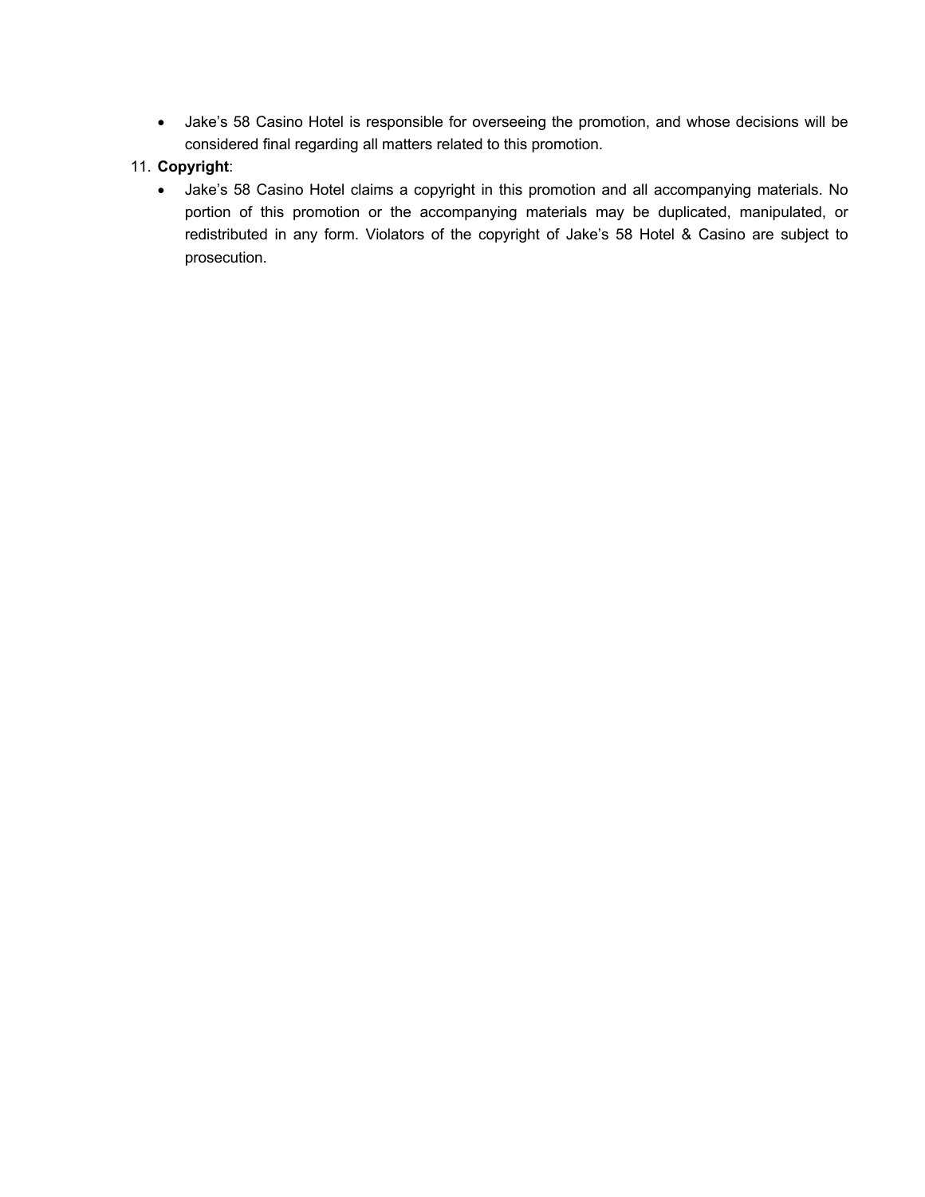- Jake's 58 Casino Hotel is responsible for overseeing the promotion, and whose decisions will be considered final regarding all matters related to this promotion.

11. **Copyright**:
    - Jake's 58 Casino Hotel claims a copyright in this promotion and all accompanying materials. No portion of this promotion or the accompanying materials may be duplicated, manipulated, or redistributed in any form. Violators of the copyright of Jake's 58 Hotel & Casino are subject to prosecution.